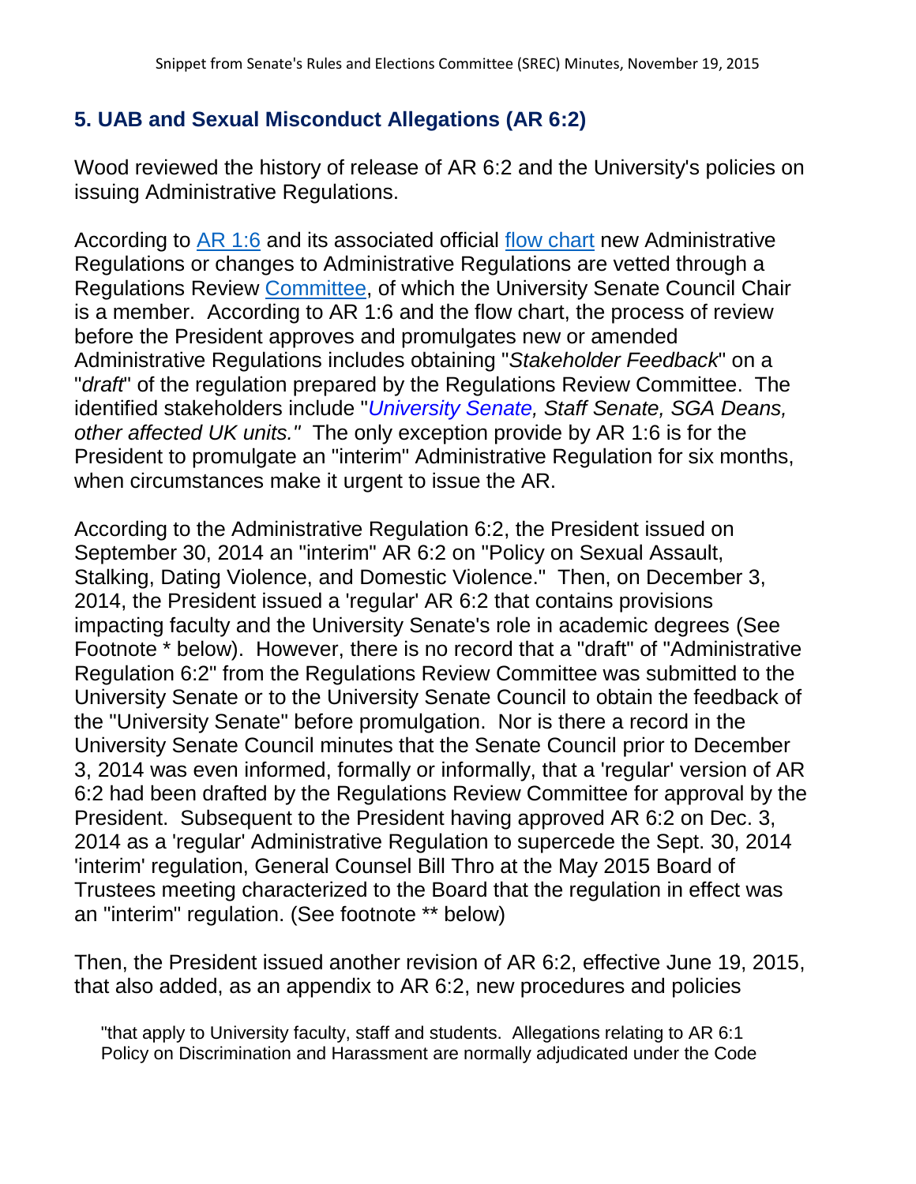Snippet from Senate's Rules and Elections Committee (SREC) Minutes, November 19, 2015

## 5. UAB and Sexual Misconduct Allegations (AR 6:2)

Wood reviewed the history of release of AR 6:2 and the University's policies on issuing Administrative Regulations.

According to AR 1:6 and its associated official flow chart new Administrative Regulations or changes to Administrative Regulations are vetted through a Regulations Review Committee, of which the University Senate Council Chair is a member. According to AR 1:6 and the flow chart, the process of review before the President approves and promulgates new or amended Administrative Regulations includes obtaining "*Stakeholder Feedback*" on a "*draft*" of the regulation prepared by the Regulations Review Committee. The identified stakeholders include "*University Senate, Staff Senate, SGA Deans, other affected UK units."* The only exception provide by AR 1:6 is for the President to promulgate an "interim" Administrative Regulation for six months, when circumstances make it urgent to issue the AR.

According to the Administrative Regulation 6:2, the President issued on September 30, 2014 an "interim" AR 6:2 on "Policy on Sexual Assault, Stalking, Dating Violence, and Domestic Violence." Then, on December 3, 2014, the President issued a 'regular' AR 6:2 that contains provisions impacting faculty and the University Senate's role in academic degrees (See Footnote * below). However, there is no record that a "draft" of "Administrative Regulation 6:2" from the Regulations Review Committee was submitted to the University Senate or to the University Senate Council to obtain the feedback of the "University Senate" before promulgation. Nor is there a record in the University Senate Council minutes that the Senate Council prior to December 3, 2014 was even informed, formally or informally, that a 'regular' version of AR 6:2 had been drafted by the Regulations Review Committee for approval by the President. Subsequent to the President having approved AR 6:2 on Dec. 3, 2014 as a 'regular' Administrative Regulation to supercede the Sept. 30, 2014 'interim' regulation, General Counsel Bill Thro at the May 2015 Board of Trustees meeting characterized to the Board that the regulation in effect was an "interim" regulation. (See footnote ** below)

Then, the President issued another revision of AR 6:2, effective June 19, 2015, that also added, as an appendix to AR 6:2, new procedures and policies

> "that apply to University faculty, staff and students. Allegations relating to AR 6:1 Policy on Discrimination and Harassment are normally adjudicated under the Code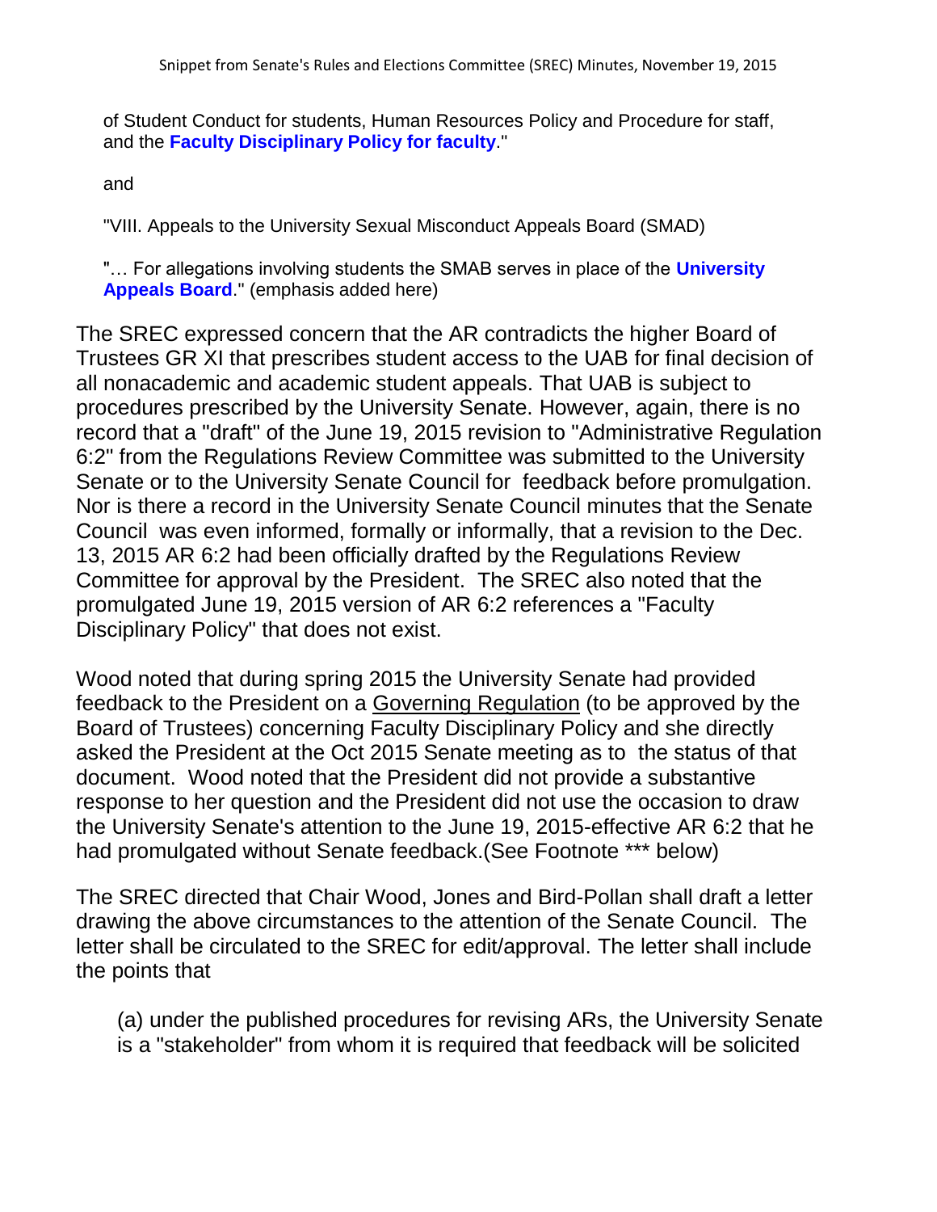of Student Conduct for students, Human Resources Policy and Procedure for staff, and the **Faculty Disciplinary Policy for faculty**."

and

"VIII. Appeals to the University Sexual Misconduct Appeals Board (SMAD)

"… For allegations involving students the SMAB serves in place of the **University Appeals Board**." (emphasis added here)

The SREC expressed concern that the AR contradicts the higher Board of Trustees GR XI that prescribes student access to the UAB for final decision of all nonacademic and academic student appeals. That UAB is subject to procedures prescribed by the University Senate. However, again, there is no record that a "draft" of the June 19, 2015 revision to "Administrative Regulation 6:2" from the Regulations Review Committee was submitted to the University Senate or to the University Senate Council for feedback before promulgation. Nor is there a record in the University Senate Council minutes that the Senate Council was even informed, formally or informally, that a revision to the Dec. 13, 2015 AR 6:2 had been officially drafted by the Regulations Review Committee for approval by the President. The SREC also noted that the promulgated June 19, 2015 version of AR 6:2 references a "Faculty Disciplinary Policy" that does not exist.

Wood noted that during spring 2015 the University Senate had provided feedback to the President on a <u>Governing Regulation</u> (to be approved by the Board of Trustees) concerning Faculty Disciplinary Policy and she directly asked the President at the Oct 2015 Senate meeting as to the status of that document. Wood noted that the President did not provide a substantive response to her question and the President did not use the occasion to draw the University Senate's attention to the June 19, 2015-effective AR 6:2 that he had promulgated without Senate feedback.(See Footnote *** below)

The SREC directed that Chair Wood, Jones and Bird-Pollan shall draft a letter drawing the above circumstances to the attention of the Senate Council. The letter shall be circulated to the SREC for edit/approval. The letter shall include the points that

(a) under the published procedures for revising ARs, the University Senate is a "stakeholder" from whom it is required that feedback will be solicited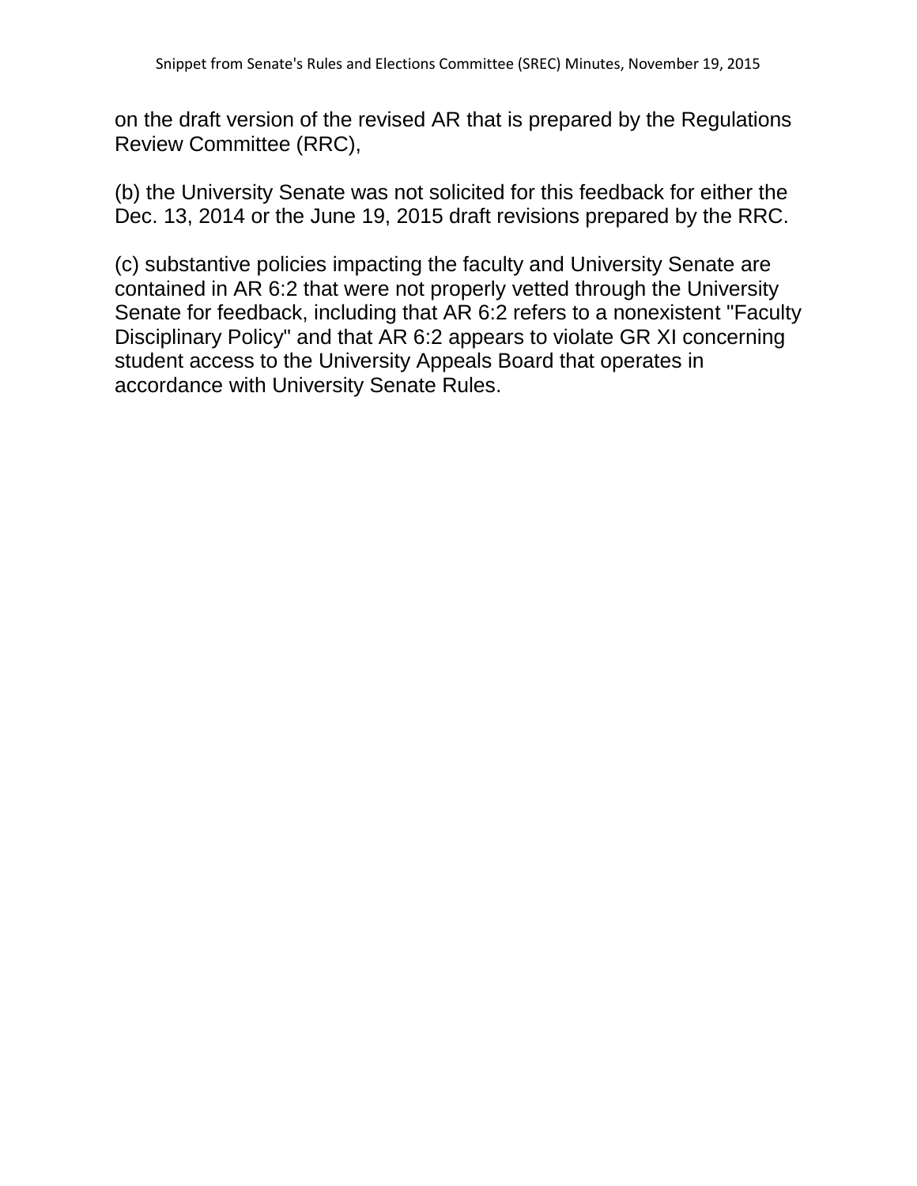on the draft version of the revised AR that is prepared by the Regulations Review Committee (RRC),

(b) the University Senate was not solicited for this feedback for either the Dec. 13, 2014 or the June 19, 2015 draft revisions prepared by the RRC.

(c) substantive policies impacting the faculty and University Senate are contained in AR 6:2 that were not properly vetted through the University Senate for feedback, including that AR 6:2 refers to a nonexistent "Faculty Disciplinary Policy" and that AR 6:2 appears to violate GR XI concerning student access to the University Appeals Board that operates in accordance with University Senate Rules.